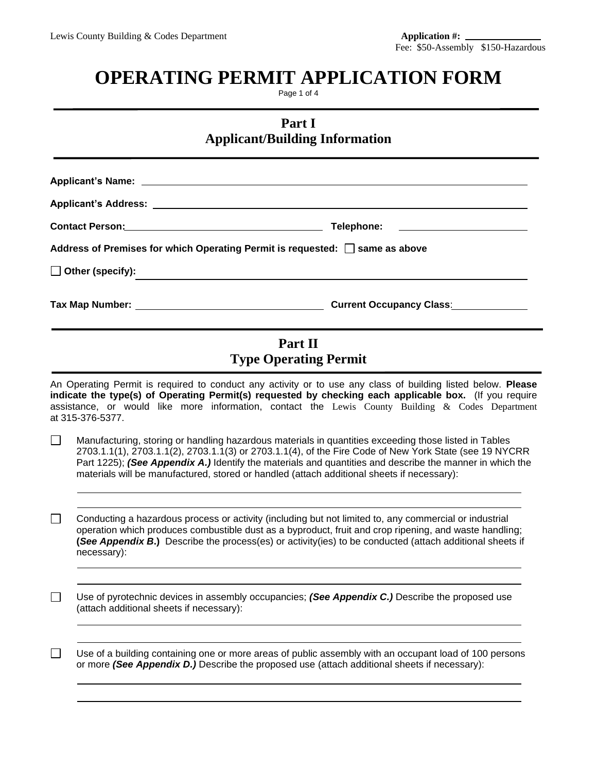Lewis County Building & Codes Department

**Application #:** \_\_\_\_\_\_\_\_\_\_\_\_\_\_

Fee: $50-Assembly $150-Hazardous

# OPERATING PERMIT APPLICATION FORM

## Part I
## Applicant/Building Information

**Applicant's Name:** \_\_\_\_\_\_\_\_\_\_\_\_\_\_\_\_\_\_\_\_\_\_\_\_\_\_\_\_\_\_\_\_\_\_\_\_\_\_\_\_\_\_\_\_

**Applicant's Address:** \_\_\_\_\_\_\_\_\_\_\_\_\_\_\_\_\_\_\_\_\_\_\_\_\_\_\_\_\_\_\_\_\_\_\_\_\_\_\_\_\_\_\_\_

**Contact Person:** \_\_\_\_\_\_\_\_\_\_\_\_\_\_\_\_\_\_\_\_\_\_\_\_ **Telephone:** \_\_\_\_\_\_\_\_\_\_\_\_\_\_\_\_

**Address of Premises for which Operating Permit is requested:** ☐ **same as above**

☐ **Other (specify):** \_\_\_\_\_\_\_\_\_\_\_\_\_\_\_\_\_\_\_\_\_\_\_\_\_\_\_\_\_\_\_\_\_\_\_\_\_\_\_\_\_\_\_\_

**Tax Map Number:** \_\_\_\_\_\_\_\_\_\_\_\_\_\_\_\_\_\_\_\_\_\_\_\_ **Current Occupancy Class**: \_\_\_\_\_\_\_\_\_\_\_\_

## Part II
## Type Operating Permit

An Operating Permit is required to conduct any activity or to use any class of building listed below. **Please indicate the type(s) of Operating Permit(s) requested by checking each applicable box.** (If you require assistance, or would like more information, contact the Lewis County Building & Codes Department at 315-376-5377.

☐ Manufacturing, storing or handling hazardous materials in quantities exceeding those listed in Tables 2703.1.1(1), 2703.1.1(2), 2703.1.1(3) or 2703.1.1(4), of the Fire Code of New York State (see 19 NYCRR Part 1225); ***(See Appendix A.)*** Identify the materials and quantities and describe the manner in which the materials will be manufactured, stored or handled (attach additional sheets if necessary):

\_\_\_\_\_\_\_\_\_\_\_\_\_\_\_\_\_\_\_\_\_\_\_\_\_\_\_\_\_\_\_\_\_\_\_\_\_\_\_\_\_\_\_\_

\_\_\_\_\_\_\_\_\_\_\_\_\_\_\_\_\_\_\_\_\_\_\_\_\_\_\_\_\_\_\_\_\_\_\_\_\_\_\_\_\_\_\_\_

☐ Conducting a hazardous process or activity (including but not limited to, any commercial or industrial operation which produces combustible dust as a byproduct, fruit and crop ripening, and waste handling; **(*See Appendix B*.)** Describe the process(es) or activity(ies) to be conducted (attach additional sheets if necessary):

\_\_\_\_\_\_\_\_\_\_\_\_\_\_\_\_\_\_\_\_\_\_\_\_\_\_\_\_\_\_\_\_\_\_\_\_\_\_\_\_\_\_\_\_

\_\_\_\_\_\_\_\_\_\_\_\_\_\_\_\_\_\_\_\_\_\_\_\_\_\_\_\_\_\_\_\_\_\_\_\_\_\_\_\_\_\_\_\_

☐ Use of pyrotechnic devices in assembly occupancies; ***(See Appendix C.)*** Describe the proposed use (attach additional sheets if necessary):

\_\_\_\_\_\_\_\_\_\_\_\_\_\_\_\_\_\_\_\_\_\_\_\_\_\_\_\_\_\_\_\_\_\_\_\_\_\_\_\_\_\_\_\_

\_\_\_\_\_\_\_\_\_\_\_\_\_\_\_\_\_\_\_\_\_\_\_\_\_\_\_\_\_\_\_\_\_\_\_\_\_\_\_\_\_\_\_\_

☐ Use of a building containing one or more areas of public assembly with an occupant load of 100 persons or more ***(See Appendix D.)*** Describe the proposed use (attach additional sheets if necessary):

\_\_\_\_\_\_\_\_\_\_\_\_\_\_\_\_\_\_\_\_\_\_\_\_\_\_\_\_\_\_\_\_\_\_\_\_\_\_\_\_\_\_\_\_

\_\_\_\_\_\_\_\_\_\_\_\_\_\_\_\_\_\_\_\_\_\_\_\_\_\_\_\_\_\_\_\_\_\_\_\_\_\_\_\_\_\_\_\_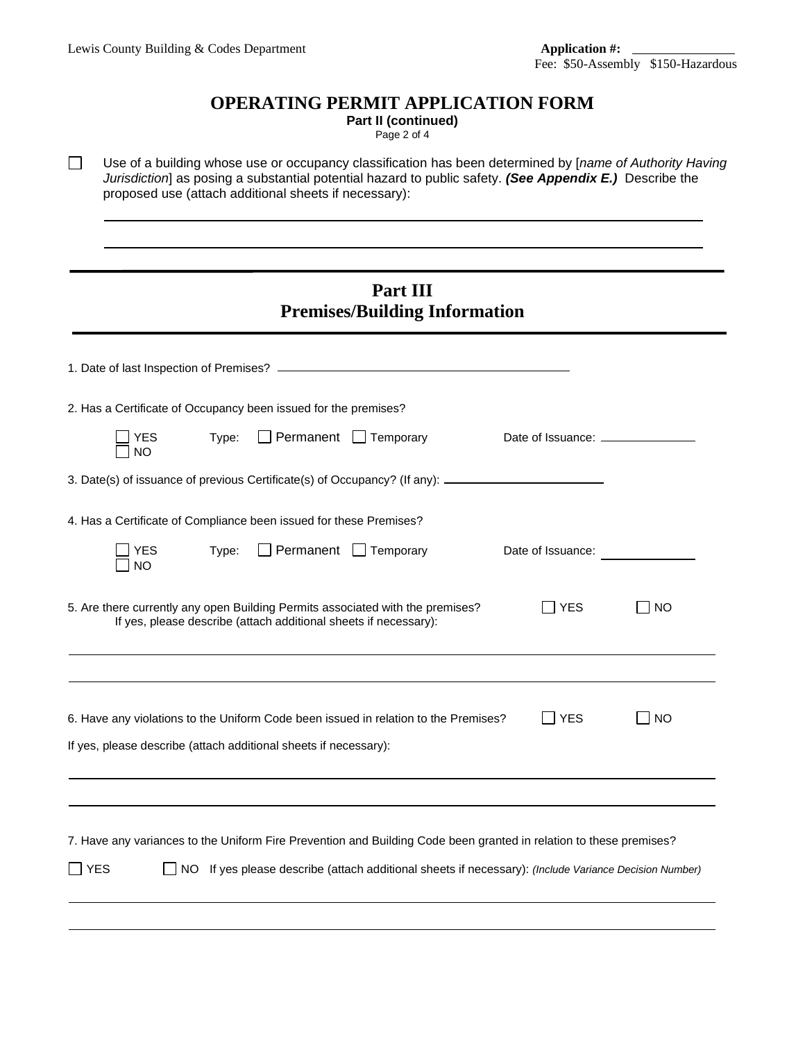Lewis County Building & Codes Department

**Application #:** ______________
Fee: $50-Assembly $150-Hazardous

# OPERATING PERMIT APPLICATION FORM

**Part II (continued)**

☐ Use of a building whose use or occupancy classification has been determined by [*name of Authority Having Jurisdiction*] as posing a substantial potential hazard to public safety. ***(See Appendix E.)*** Describe the proposed use (attach additional sheets if necessary):

______________________________________________________________

______________________________________________________________

## Part III
## Premises/Building Information

1. Date of last Inspection of Premises? ______________________________

2. Has a Certificate of Occupancy been issued for the premises?

☐ YES ☐ NO Type: ☐ Permanent ☐ Temporary Date of Issuance: ______________

3. Date(s) of issuance of previous Certificate(s) of Occupancy? (If any): ______________

4. Has a Certificate of Compliance been issued for these Premises?

☐ YES ☐ NO Type: ☐ Permanent ☐ Temporary Date of Issuance: ______________

5. Are there currently any open Building Permits associated with the premises? ☐ YES ☐ NO
If yes, please describe (attach additional sheets if necessary):

______________________________________________________________

______________________________________________________________

6. Have any violations to the Uniform Code been issued in relation to the Premises? ☐ YES ☐ NO

If yes, please describe (attach additional sheets if necessary):

______________________________________________________________

______________________________________________________________

7. Have any variances to the Uniform Fire Prevention and Building Code been granted in relation to these premises?

☐ YES ☐ NO If yes please describe (attach additional sheets if necessary): *(Include Variance Decision Number)*

______________________________________________________________

______________________________________________________________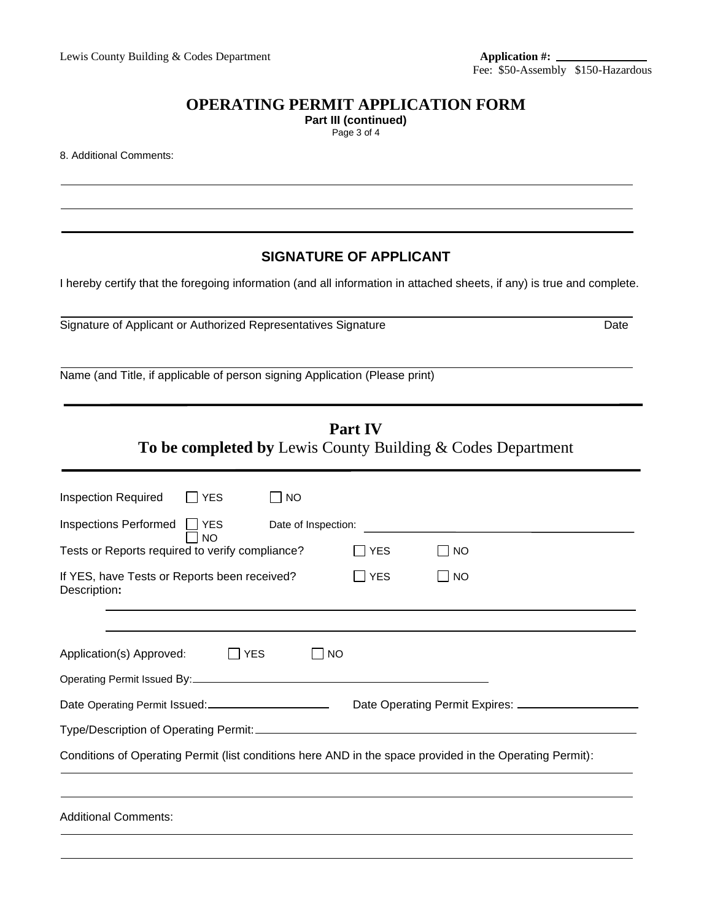Lewis County Building & Codes Department

**Application #:** ______________
Fee: $50-Assembly $150-Hazardous

# OPERATING PERMIT APPLICATION FORM

**Part III (continued)**

8. Additional Comments:

_______________________________________________

_______________________________________________

## SIGNATURE OF APPLICANT

I hereby certify that the foregoing information (and all information in attached sheets, if any) is true and complete.

_______________________________________________
Signature of Applicant or Authorized Representatives Signature Date

_______________________________________________
Name (and Title, if applicable of person signing Application (Please print)

## Part IV

**To be completed by** Lewis County Building & Codes Department

Inspection Required ☐ YES ☐ NO

Inspections Performed ☐ YES ☐ NO Date of Inspection: ______________________

Tests or Reports required to verify compliance? ☐ YES ☐ NO

If YES, have Tests or Reports been received? ☐ YES ☐ NO

Description**:**

_______________________________________________

_______________________________________________

Application(s) Approved: ☐ YES ☐ NO

Operating Permit Issued By: ______________________

Date Operating Permit Issued: ______________ Date Operating Permit Expires: ______________

Type/Description of Operating Permit: ______________________

Conditions of Operating Permit (list conditions here AND in the space provided in the Operating Permit):

_______________________________________________

_______________________________________________

Additional Comments:

_______________________________________________

_______________________________________________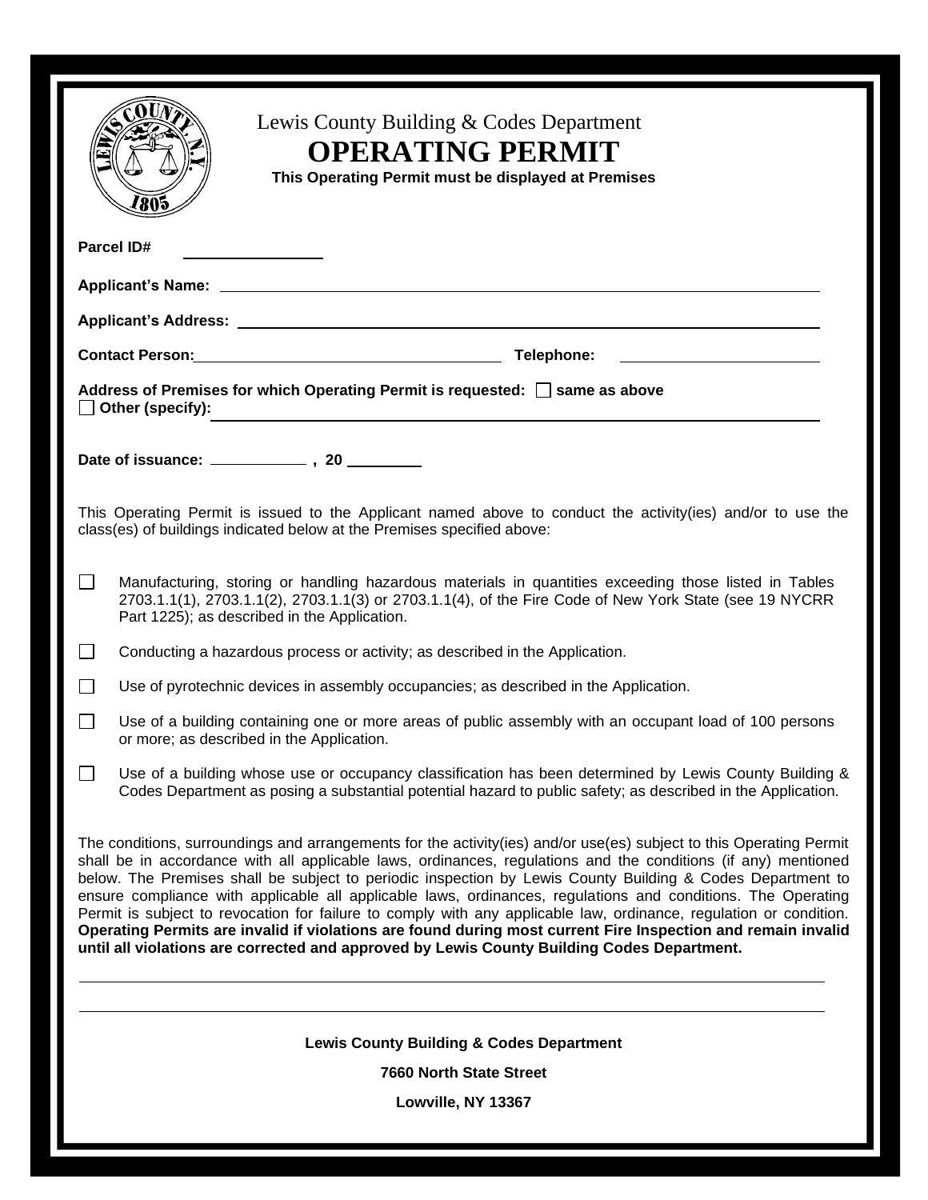Lewis County Building & Codes Department

# OPERATING PERMIT

**This Operating Permit must be displayed at Premises**

**Parcel ID#** ________________

**Applicant's Name:** ______________________________________________

**Applicant's Address:** ______________________________________________

**Contact Person:** ______________________ **Telephone:** ______________

**Address of Premises for which Operating Permit is requested:** ☐ **same as above**
☐ **Other (specify):** ______________________________________________

**Date of issuance:** ____________ **, 20** _________

This Operating Permit is issued to the Applicant named above to conduct the activity(ies) and/or to use the class(es) of buildings indicated below at the Premises specified above:

- ☐ Manufacturing, storing or handling hazardous materials in quantities exceeding those listed in Tables 2703.1.1(1), 2703.1.1(2), 2703.1.1(3) or 2703.1.1(4), of the Fire Code of New York State (see 19 NYCRR Part 1225); as described in the Application.
- ☐ Conducting a hazardous process or activity; as described in the Application.
- ☐ Use of pyrotechnic devices in assembly occupancies; as described in the Application.
- ☐ Use of a building containing one or more areas of public assembly with an occupant load of 100 persons or more; as described in the Application.
- ☐ Use of a building whose use or occupancy classification has been determined by Lewis County Building & Codes Department as posing a substantial potential hazard to public safety; as described in the Application.

The conditions, surroundings and arrangements for the activity(ies) and/or use(es) subject to this Operating Permit shall be in accordance with all applicable laws, ordinances, regulations and the conditions (if any) mentioned below. The Premises shall be subject to periodic inspection by Lewis County Building & Codes Department to ensure compliance with applicable all applicable laws, ordinances, regulations and conditions. The Operating Permit is subject to revocation for failure to comply with any applicable law, ordinance, regulation or condition. **Operating Permits are invalid if violations are found during most current Fire Inspection and remain invalid until all violations are corrected and approved by Lewis County Building Codes Department.**

______________________________________________

______________________________________________

**Lewis County Building & Codes Department**

**7660 North State Street**

**Lowville, NY 13367**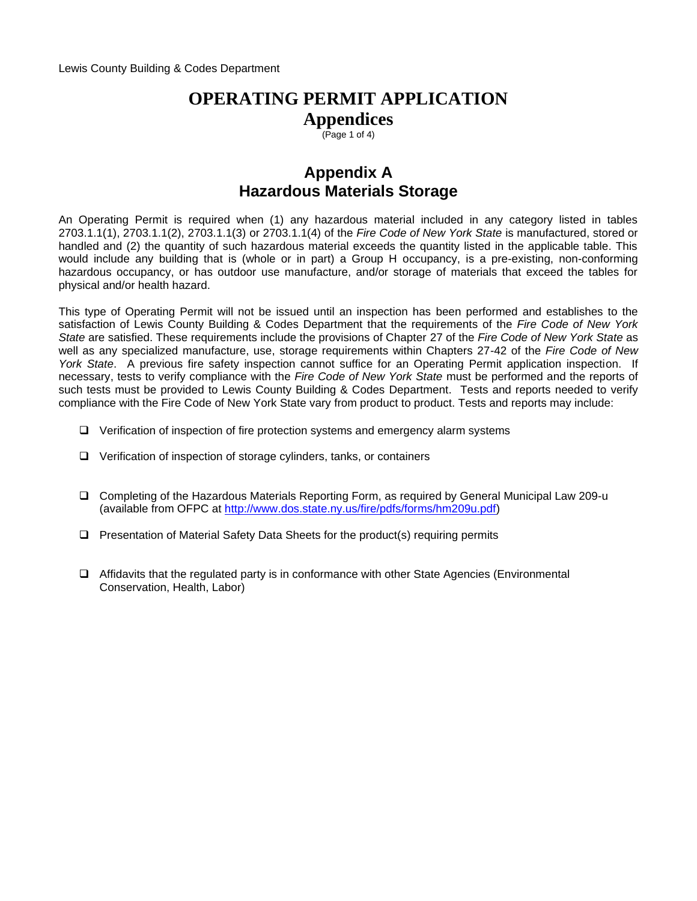Lewis County Building & Codes Department

# OPERATING PERMIT APPLICATION
# Appendices

## Appendix A
## Hazardous Materials Storage

An Operating Permit is required when (1) any hazardous material included in any category listed in tables 2703.1.1(1), 2703.1.1(2), 2703.1.1(3) or 2703.1.1(4) of the *Fire Code of New York State* is manufactured, stored or handled and (2) the quantity of such hazardous material exceeds the quantity listed in the applicable table. This would include any building that is (whole or in part) a Group H occupancy, is a pre-existing, non-conforming hazardous occupancy, or has outdoor use manufacture, and/or storage of materials that exceed the tables for physical and/or health hazard.

This type of Operating Permit will not be issued until an inspection has been performed and establishes to the satisfaction of Lewis County Building & Codes Department that the requirements of the *Fire Code of New York State* are satisfied. These requirements include the provisions of Chapter 27 of the *Fire Code of New York State* as well as any specialized manufacture, use, storage requirements within Chapters 27-42 of the *Fire Code of New York State*. A previous fire safety inspection cannot suffice for an Operating Permit application inspection. If necessary, tests to verify compliance with the *Fire Code of New York State* must be performed and the reports of such tests must be provided to Lewis County Building & Codes Department. Tests and reports needed to verify compliance with the Fire Code of New York State vary from product to product. Tests and reports may include:

- ❑ Verification of inspection of fire protection systems and emergency alarm systems
- ❑ Verification of inspection of storage cylinders, tanks, or containers
- ❑ Completing of the Hazardous Materials Reporting Form, as required by General Municipal Law 209-u (available from OFPC at http://www.dos.state.ny.us/fire/pdfs/forms/hm209u.pdf)
- ❑ Presentation of Material Safety Data Sheets for the product(s) requiring permits
- ❑ Affidavits that the regulated party is in conformance with other State Agencies (Environmental Conservation, Health, Labor)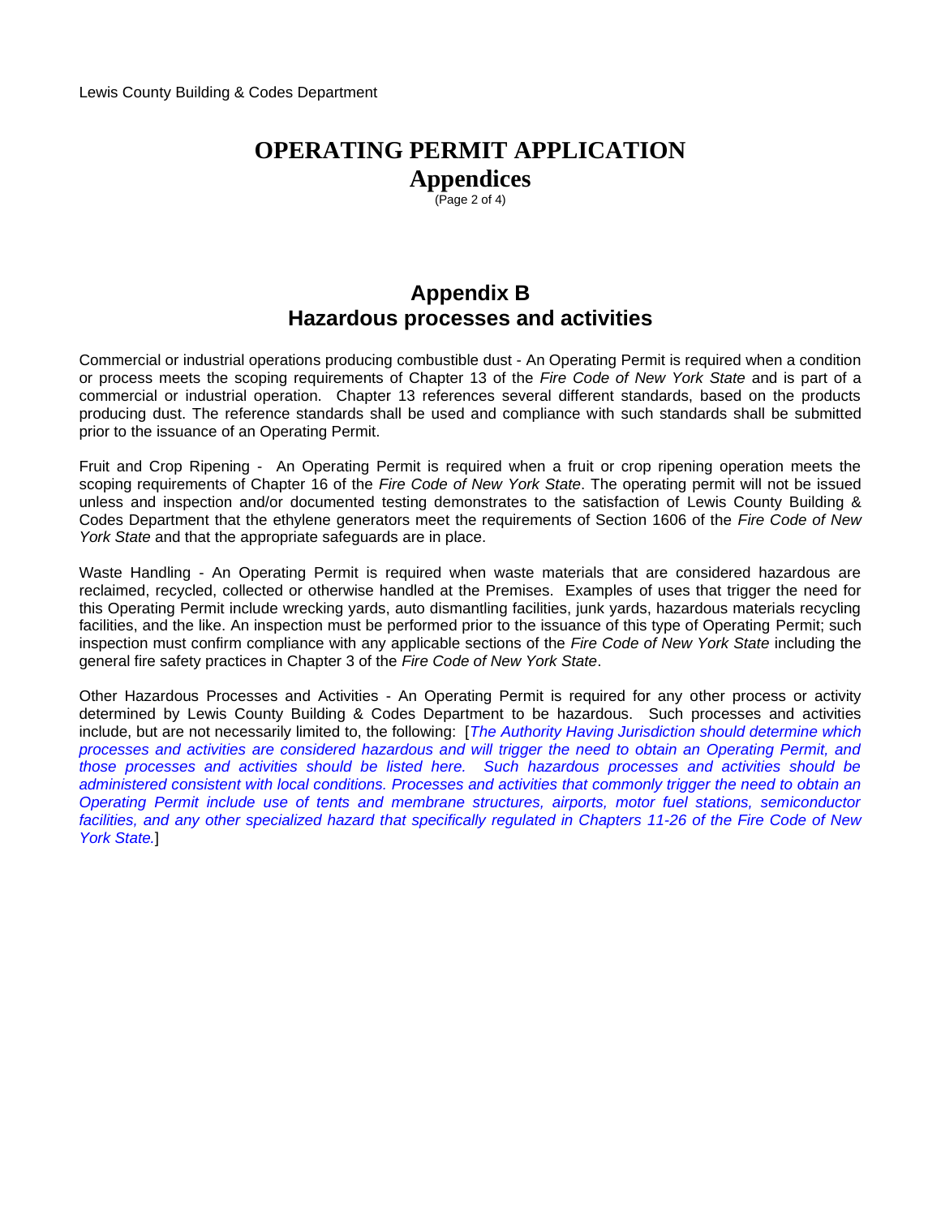Lewis County Building & Codes Department

# OPERATING PERMIT APPLICATION
# Appendices

## Appendix B
## Hazardous processes and activities

Commercial or industrial operations producing combustible dust - An Operating Permit is required when a condition or process meets the scoping requirements of Chapter 13 of the *Fire Code of New York State* and is part of a commercial or industrial operation. Chapter 13 references several different standards, based on the products producing dust. The reference standards shall be used and compliance with such standards shall be submitted prior to the issuance of an Operating Permit.

Fruit and Crop Ripening - An Operating Permit is required when a fruit or crop ripening operation meets the scoping requirements of Chapter 16 of the *Fire Code of New York State*. The operating permit will not be issued unless and inspection and/or documented testing demonstrates to the satisfaction of Lewis County Building & Codes Department that the ethylene generators meet the requirements of Section 1606 of the *Fire Code of New York State* and that the appropriate safeguards are in place.

Waste Handling - An Operating Permit is required when waste materials that are considered hazardous are reclaimed, recycled, collected or otherwise handled at the Premises. Examples of uses that trigger the need for this Operating Permit include wrecking yards, auto dismantling facilities, junk yards, hazardous materials recycling facilities, and the like. An inspection must be performed prior to the issuance of this type of Operating Permit; such inspection must confirm compliance with any applicable sections of the *Fire Code of New York State* including the general fire safety practices in Chapter 3 of the *Fire Code of New York State*.

Other Hazardous Processes and Activities - An Operating Permit is required for any other process or activity determined by Lewis County Building & Codes Department to be hazardous. Such processes and activities include, but are not necessarily limited to, the following: [*The Authority Having Jurisdiction should determine which processes and activities are considered hazardous and will trigger the need to obtain an Operating Permit, and those processes and activities should be listed here. Such hazardous processes and activities should be administered consistent with local conditions. Processes and activities that commonly trigger the need to obtain an Operating Permit include use of tents and membrane structures, airports, motor fuel stations, semiconductor facilities, and any other specialized hazard that specifically regulated in Chapters 11-26 of the Fire Code of New York State.*]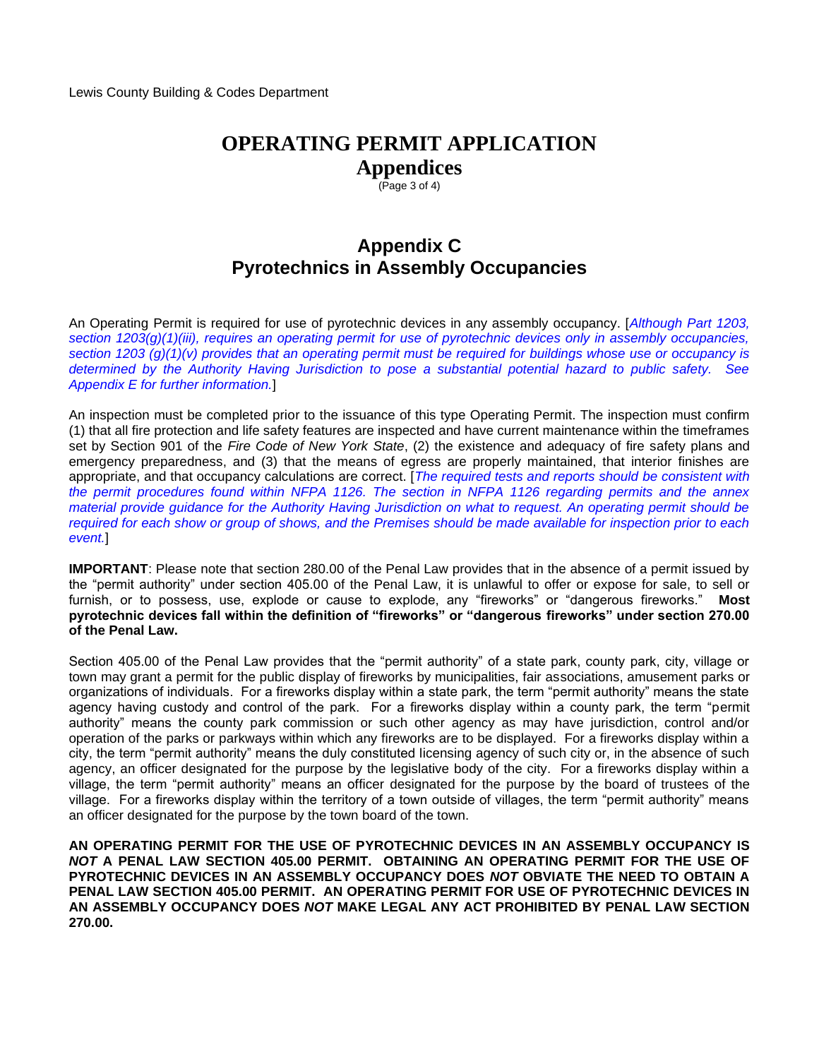# OPERATING PERMIT APPLICATION

## Appendices

## Appendix C
## Pyrotechnics in Assembly Occupancies

An Operating Permit is required for use of pyrotechnic devices in any assembly occupancy. [*Although Part 1203, section 1203(g)(1)(iii), requires an operating permit for use of pyrotechnic devices only in assembly occupancies, section 1203 (g)(1)(v) provides that an operating permit must be required for buildings whose use or occupancy is determined by the Authority Having Jurisdiction to pose a substantial potential hazard to public safety. See Appendix E for further information.*]

An inspection must be completed prior to the issuance of this type Operating Permit. The inspection must confirm (1) that all fire protection and life safety features are inspected and have current maintenance within the timeframes set by Section 901 of the *Fire Code of New York State*, (2) the existence and adequacy of fire safety plans and emergency preparedness, and (3) that the means of egress are properly maintained, that interior finishes are appropriate, and that occupancy calculations are correct. [*The required tests and reports should be consistent with the permit procedures found within NFPA 1126. The section in NFPA 1126 regarding permits and the annex material provide guidance for the Authority Having Jurisdiction on what to request. An operating permit should be required for each show or group of shows, and the Premises should be made available for inspection prior to each event.*]

**IMPORTANT**: Please note that section 280.00 of the Penal Law provides that in the absence of a permit issued by the "permit authority" under section 405.00 of the Penal Law, it is unlawful to offer or expose for sale, to sell or furnish, or to possess, use, explode or cause to explode, any "fireworks" or "dangerous fireworks." **Most pyrotechnic devices fall within the definition of "fireworks" or "dangerous fireworks" under section 270.00 of the Penal Law.**

Section 405.00 of the Penal Law provides that the "permit authority" of a state park, county park, city, village or town may grant a permit for the public display of fireworks by municipalities, fair associations, amusement parks or organizations of individuals. For a fireworks display within a state park, the term "permit authority" means the state agency having custody and control of the park. For a fireworks display within a county park, the term "permit authority" means the county park commission or such other agency as may have jurisdiction, control and/or operation of the parks or parkways within which any fireworks are to be displayed. For a fireworks display within a city, the term "permit authority" means the duly constituted licensing agency of such city or, in the absence of such agency, an officer designated for the purpose by the legislative body of the city. For a fireworks display within a village, the term "permit authority" means an officer designated for the purpose by the board of trustees of the village. For a fireworks display within the territory of a town outside of villages, the term "permit authority" means an officer designated for the purpose by the town board of the town.

**AN OPERATING PERMIT FOR THE USE OF PYROTECHNIC DEVICES IN AN ASSEMBLY OCCUPANCY IS *NOT* A PENAL LAW SECTION 405.00 PERMIT. OBTAINING AN OPERATING PERMIT FOR THE USE OF PYROTECHNIC DEVICES IN AN ASSEMBLY OCCUPANCY DOES *NOT* OBVIATE THE NEED TO OBTAIN A PENAL LAW SECTION 405.00 PERMIT. AN OPERATING PERMIT FOR USE OF PYROTECHNIC DEVICES IN AN ASSEMBLY OCCUPANCY DOES *NOT* MAKE LEGAL ANY ACT PROHIBITED BY PENAL LAW SECTION 270.00.**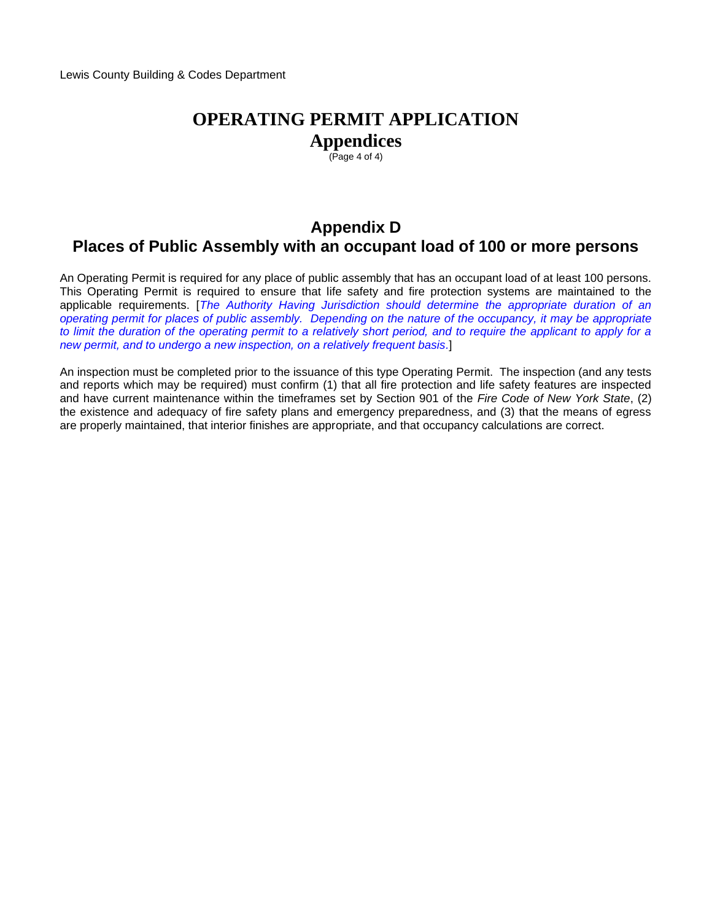# OPERATING PERMIT APPLICATION
# Appendices

## Appendix D
## Places of Public Assembly with an occupant load of 100 or more persons

An Operating Permit is required for any place of public assembly that has an occupant load of at least 100 persons. This Operating Permit is required to ensure that life safety and fire protection systems are maintained to the applicable requirements. [*The Authority Having Jurisdiction should determine the appropriate duration of an operating permit for places of public assembly. Depending on the nature of the occupancy, it may be appropriate to limit the duration of the operating permit to a relatively short period, and to require the applicant to apply for a new permit, and to undergo a new inspection, on a relatively frequent basis*.]

An inspection must be completed prior to the issuance of this type Operating Permit. The inspection (and any tests and reports which may be required) must confirm (1) that all fire protection and life safety features are inspected and have current maintenance within the timeframes set by Section 901 of the *Fire Code of New York State*, (2) the existence and adequacy of fire safety plans and emergency preparedness, and (3) that the means of egress are properly maintained, that interior finishes are appropriate, and that occupancy calculations are correct.